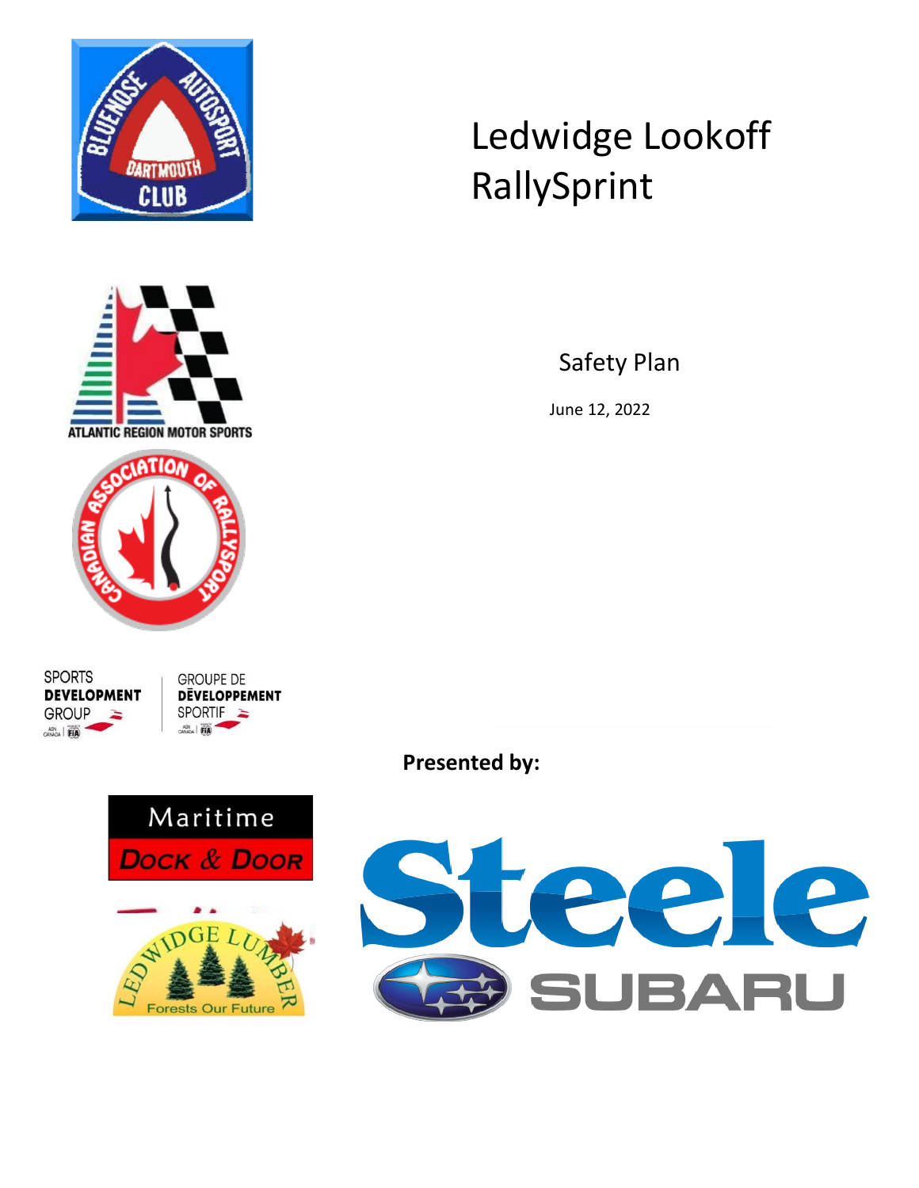# Ledwidge Lookoff RallySprint

## Safety Plan

June 12, 2022

**Presented by:**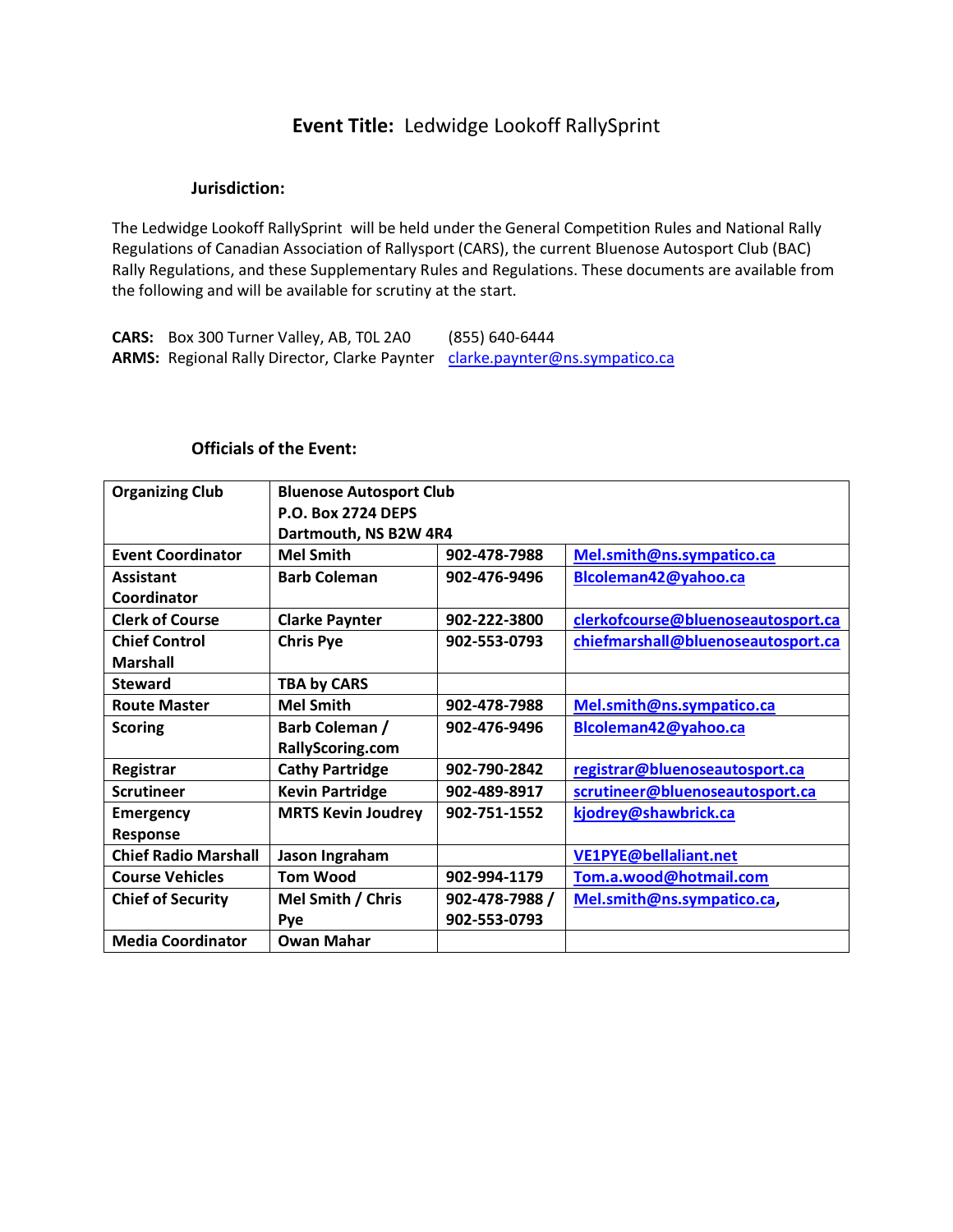## Event Title: Ledwidge Lookoff RallySprint

### Jurisdiction:

The Ledwidge Lookoff RallySprint will be held under the General Competition Rules and National Rally Regulations of Canadian Association of Rallysport (CARS), the current Bluenose Autosport Club (BAC) Rally Regulations, and these Supplementary Rules and Regulations. These documents are available from the following and will be available for scrutiny at the start.

**CARS:** Box 300 Turner Valley, AB, T0L 2A0 (855) 640-6444
**ARMS:** Regional Rally Director, Clarke Paynter clarke.paynter@ns.sympatico.ca

### Officials of the Event:

| Organizing Club | Bluenose Autosport Club<br>P.O. Box 2724 DEPS<br>Dartmouth, NS B2W 4R4 | | |
|---|---|---|---|
| Event Coordinator | Mel Smith | 902-478-7988 | Mel.smith@ns.sympatico.ca |
| Assistant Coordinator | Barb Coleman | 902-476-9496 | Blcoleman42@yahoo.ca |
| Clerk of Course | Clarke Paynter | 902-222-3800 | clerkofcourse@bluenoseautosport.ca |
| Chief Control Marshall | Chris Pye | 902-553-0793 | chiefmarshall@bluenoseautosport.ca |
| Steward | TBA by CARS | | |
| Route Master | Mel Smith | 902-478-7988 | Mel.smith@ns.sympatico.ca |
| Scoring | Barb Coleman / RallyScoring.com | 902-476-9496 | Blcoleman42@yahoo.ca |
| Registrar | Cathy Partridge | 902-790-2842 | registrar@bluenoseautosport.ca |
| Scrutineer | Kevin Partridge | 902-489-8917 | scrutineer@bluenoseautosport.ca |
| Emergency Response | MRTS Kevin Joudrey | 902-751-1552 | kjodrey@shawbrick.ca |
| Chief Radio Marshall | Jason Ingraham | | VE1PYE@bellaliant.net |
| Course Vehicles | Tom Wood | 902-994-1179 | Tom.a.wood@hotmail.com |
| Chief of Security | Mel Smith / Chris Pye | 902-478-7988 / 902-553-0793 | Mel.smith@ns.sympatico.ca, |
| Media Coordinator | Owan Mahar | | |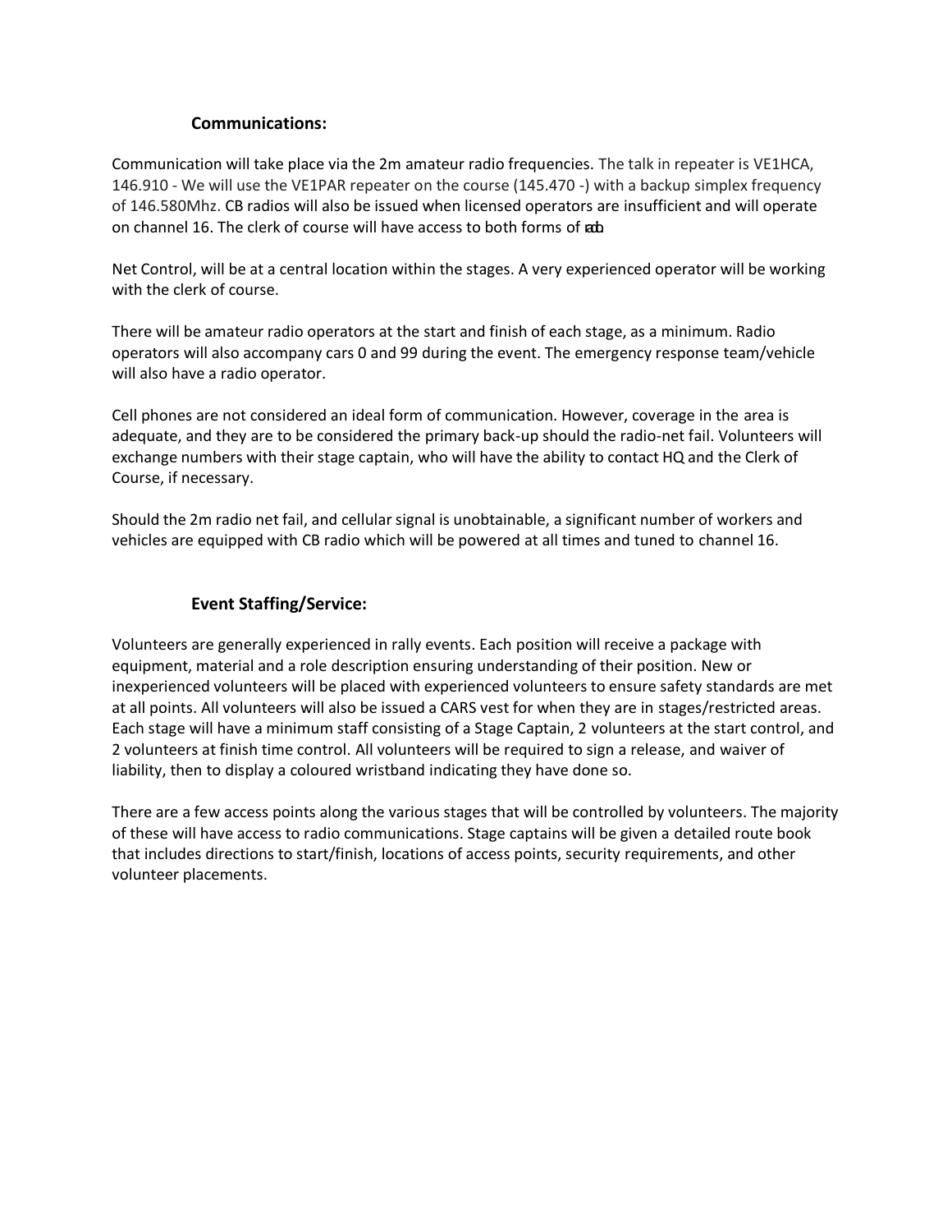## Communications:

Communication will take place via the 2m amateur radio frequencies. The talk in repeater is VE1HCA, 146.910 - We will use the VE1PAR repeater on the course (145.470 -) with a backup simplex frequency of 146.580Mhz. CB radios will also be issued when licensed operators are insufficient and will operate on channel 16. The clerk of course will have access to both forms of radio.

Net Control, will be at a central location within the stages. A very experienced operator will be working with the clerk of course.

There will be amateur radio operators at the start and finish of each stage, as a minimum. Radio operators will also accompany cars 0 and 99 during the event. The emergency response team/vehicle will also have a radio operator.

Cell phones are not considered an ideal form of communication. However, coverage in the area is adequate, and they are to be considered the primary back-up should the radio-net fail. Volunteers will exchange numbers with their stage captain, who will have the ability to contact HQ and the Clerk of Course, if necessary.

Should the 2m radio net fail, and cellular signal is unobtainable, a significant number of workers and vehicles are equipped with CB radio which will be powered at all times and tuned to channel 16.

## Event Staffing/Service:

Volunteers are generally experienced in rally events. Each position will receive a package with equipment, material and a role description ensuring understanding of their position. New or inexperienced volunteers will be placed with experienced volunteers to ensure safety standards are met at all points. All volunteers will also be issued a CARS vest for when they are in stages/restricted areas. Each stage will have a minimum staff consisting of a Stage Captain, 2 volunteers at the start control, and 2 volunteers at finish time control. All volunteers will be required to sign a release, and waiver of liability, then to display a coloured wristband indicating they have done so.

There are a few access points along the various stages that will be controlled by volunteers. The majority of these will have access to radio communications. Stage captains will be given a detailed route book that includes directions to start/finish, locations of access points, security requirements, and other volunteer placements.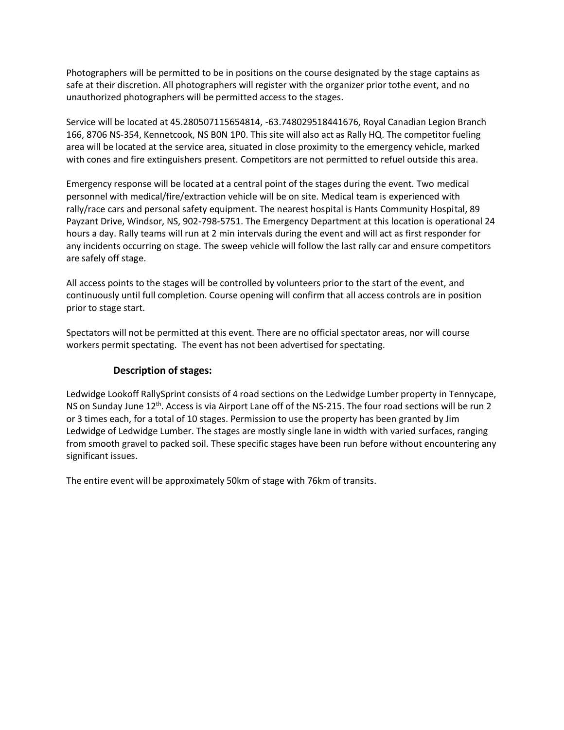Photographers will be permitted to be in positions on the course designated by the stage captains as safe at their discretion. All photographers will register with the organizer prior tothe event, and no unauthorized photographers will be permitted access to the stages.

Service will be located at 45.280507115654814, -63.748029518441676, Royal Canadian Legion Branch 166, 8706 NS-354, Kennetcook, NS B0N 1P0. This site will also act as Rally HQ. The competitor fueling area will be located at the service area, situated in close proximity to the emergency vehicle, marked with cones and fire extinguishers present. Competitors are not permitted to refuel outside this area.

Emergency response will be located at a central point of the stages during the event. Two medical personnel with medical/fire/extraction vehicle will be on site. Medical team is experienced with rally/race cars and personal safety equipment. The nearest hospital is Hants Community Hospital, 89 Payzant Drive, Windsor, NS, 902-798-5751. The Emergency Department at this location is operational 24 hours a day. Rally teams will run at 2 min intervals during the event and will act as first responder for any incidents occurring on stage. The sweep vehicle will follow the last rally car and ensure competitors are safely off stage.

All access points to the stages will be controlled by volunteers prior to the start of the event, and continuously until full completion. Course opening will confirm that all access controls are in position prior to stage start.

Spectators will not be permitted at this event. There are no official spectator areas, nor will course workers permit spectating. The event has not been advertised for spectating.

### Description of stages:

Ledwidge Lookoff RallySprint consists of 4 road sections on the Ledwidge Lumber property in Tennycape, NS on Sunday June 12th. Access is via Airport Lane off of the NS-215. The four road sections will be run 2 or 3 times each, for a total of 10 stages. Permission to use the property has been granted by Jim Ledwidge of Ledwidge Lumber. The stages are mostly single lane in width with varied surfaces, ranging from smooth gravel to packed soil. These specific stages have been run before without encountering any significant issues.

The entire event will be approximately 50km of stage with 76km of transits.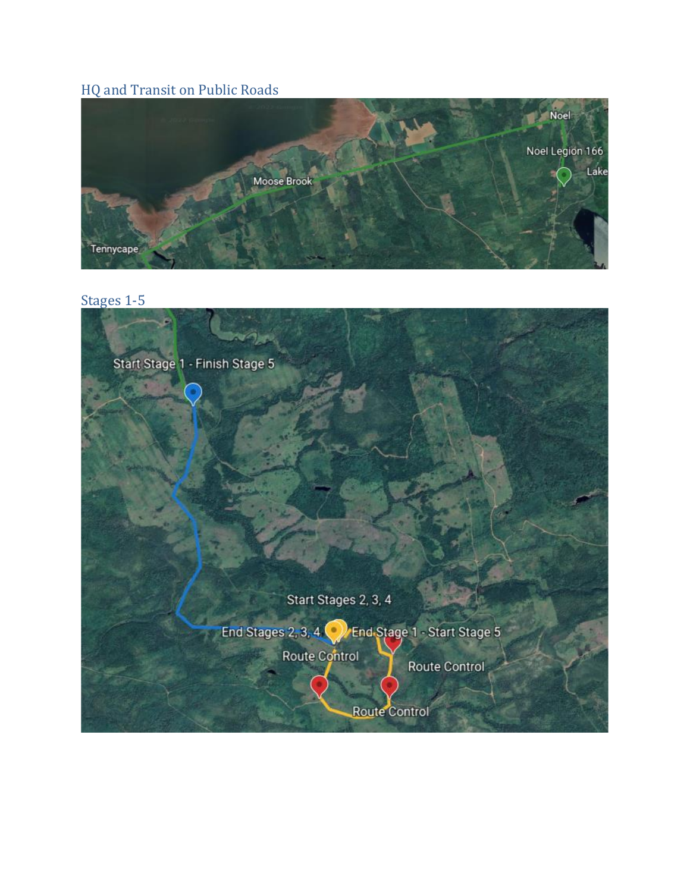## HQ and Transit on Public Roads

## Stages 1-5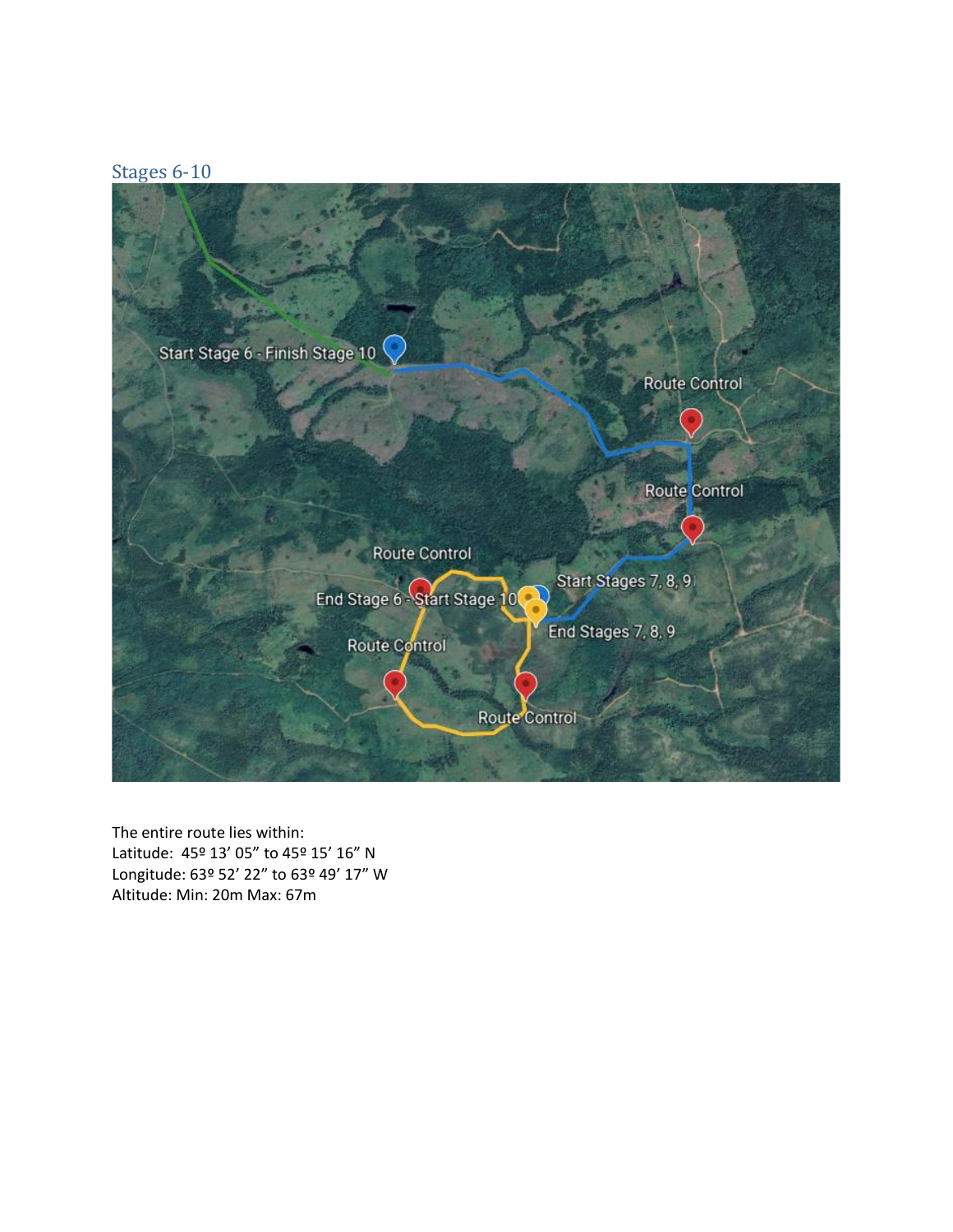## Stages 6-10

Start Stage 6 - Finish Stage 10

Route Control

Route Control

Route Control

End Stage 6 - Start Stage 10

Start Stages 7, 8, 9

End Stages 7, 8, 9

Route Control

Route Control

The entire route lies within:
Latitude: 45º 13’ 05” to 45º 15’ 16” N
Longitude: 63º 52’ 22” to 63º 49’ 17” W
Altitude: Min: 20m Max: 67m